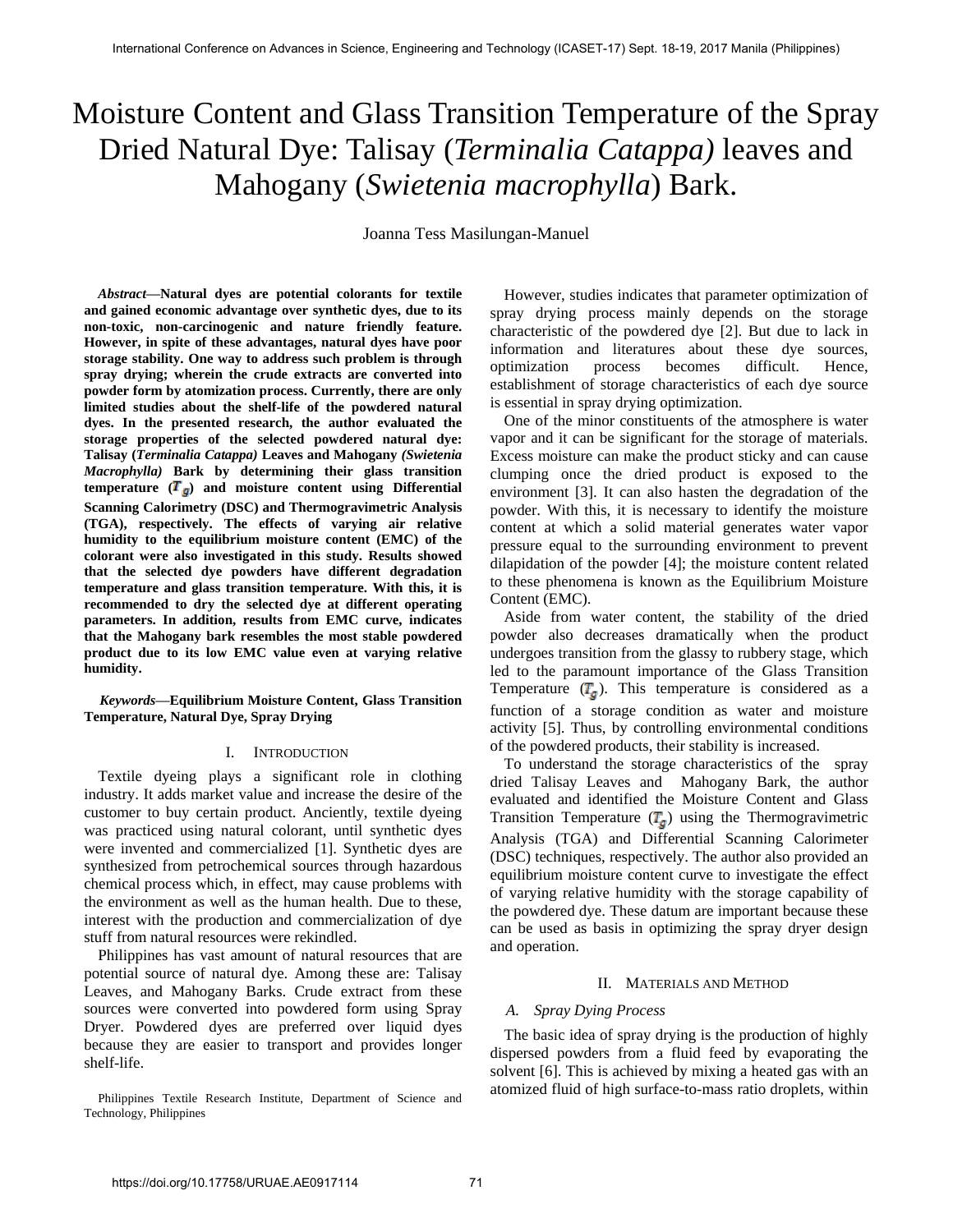# Moisture Content and Glass Transition Temperature of the Spray Dried Natural Dye: Talisay (*Terminalia Catappa)* leaves and Mahogany (*Swietenia macrophylla*) Bark.

Joanna Tess Masilungan-Manuel

***Abstract*—Natural dyes are potential colorants for textile and gained economic advantage over synthetic dyes, due to its non-toxic, non-carcinogenic and nature friendly feature. However, in spite of these advantages, natural dyes have poor storage stability. One way to address such problem is through spray drying; wherein the crude extracts are converted into powder form by atomization process. Currently, there are only limited studies about the shelf-life of the powdered natural dyes. In the presented research, the author evaluated the storage properties of the selected powdered natural dye: Talisay (*Terminalia Catappa)* Leaves and Mahogany *(Swietenia Macrophylla)* Bark by determining their glass transition temperature ($T_g$) and moisture content using Differential Scanning Calorimetry (DSC) and Thermogravimetric Analysis (TGA), respectively. The effects of varying air relative humidity to the equilibrium moisture content (EMC) of the colorant were also investigated in this study. Results showed that the selected dye powders have different degradation temperature and glass transition temperature. With this, it is recommended to dry the selected dye at different operating parameters. In addition, results from EMC curve, indicates that the Mahogany bark resembles the most stable powdered product due to its low EMC value even at varying relative humidity.**

***Keywords*—Equilibrium Moisture Content, Glass Transition Temperature, Natural Dye, Spray Drying**

## I. Introduction

Textile dyeing plays a significant role in clothing industry. It adds market value and increase the desire of the customer to buy certain product. Anciently, textile dyeing was practiced using natural colorant, until synthetic dyes were invented and commercialized [1]. Synthetic dyes are synthesized from petrochemical sources through hazardous chemical process which, in effect, may cause problems with the environment as well as the human health. Due to these, interest with the production and commercialization of dye stuff from natural resources were rekindled.

Philippines has vast amount of natural resources that are potential source of natural dye. Among these are: Talisay Leaves, and Mahogany Barks. Crude extract from these sources were converted into powdered form using Spray Dryer. Powdered dyes are preferred over liquid dyes because they are easier to transport and provides longer shelf-life.

Philippines Textile Research Institute, Department of Science and Technology, Philippines

However, studies indicates that parameter optimization of spray drying process mainly depends on the storage characteristic of the powdered dye [2]. But due to lack in information and literatures about these dye sources, optimization process becomes difficult. Hence, establishment of storage characteristics of each dye source is essential in spray drying optimization.

One of the minor constituents of the atmosphere is water vapor and it can be significant for the storage of materials. Excess moisture can make the product sticky and can cause clumping once the dried product is exposed to the environment [3]. It can also hasten the degradation of the powder. With this, it is necessary to identify the moisture content at which a solid material generates water vapor pressure equal to the surrounding environment to prevent dilapidation of the powder [4]; the moisture content related to these phenomena is known as the Equilibrium Moisture Content (EMC).

Aside from water content, the stability of the dried powder also decreases dramatically when the product undergoes transition from the glassy to rubbery stage, which led to the paramount importance of the Glass Transition Temperature ($T_g$). This temperature is considered as a function of a storage condition as water and moisture activity [5]. Thus, by controlling environmental conditions of the powdered products, their stability is increased.

To understand the storage characteristics of the spray dried Talisay Leaves and Mahogany Bark, the author evaluated and identified the Moisture Content and Glass Transition Temperature ($T_g$) using the Thermogravimetric Analysis (TGA) and Differential Scanning Calorimeter (DSC) techniques, respectively. The author also provided an equilibrium moisture content curve to investigate the effect of varying relative humidity with the storage capability of the powdered dye. These datum are important because these can be used as basis in optimizing the spray dryer design and operation.

## II. Materials and Method

### *A. Spray Dying Process*

The basic idea of spray drying is the production of highly dispersed powders from a fluid feed by evaporating the solvent [6]. This is achieved by mixing a heated gas with an atomized fluid of high surface-to-mass ratio droplets, within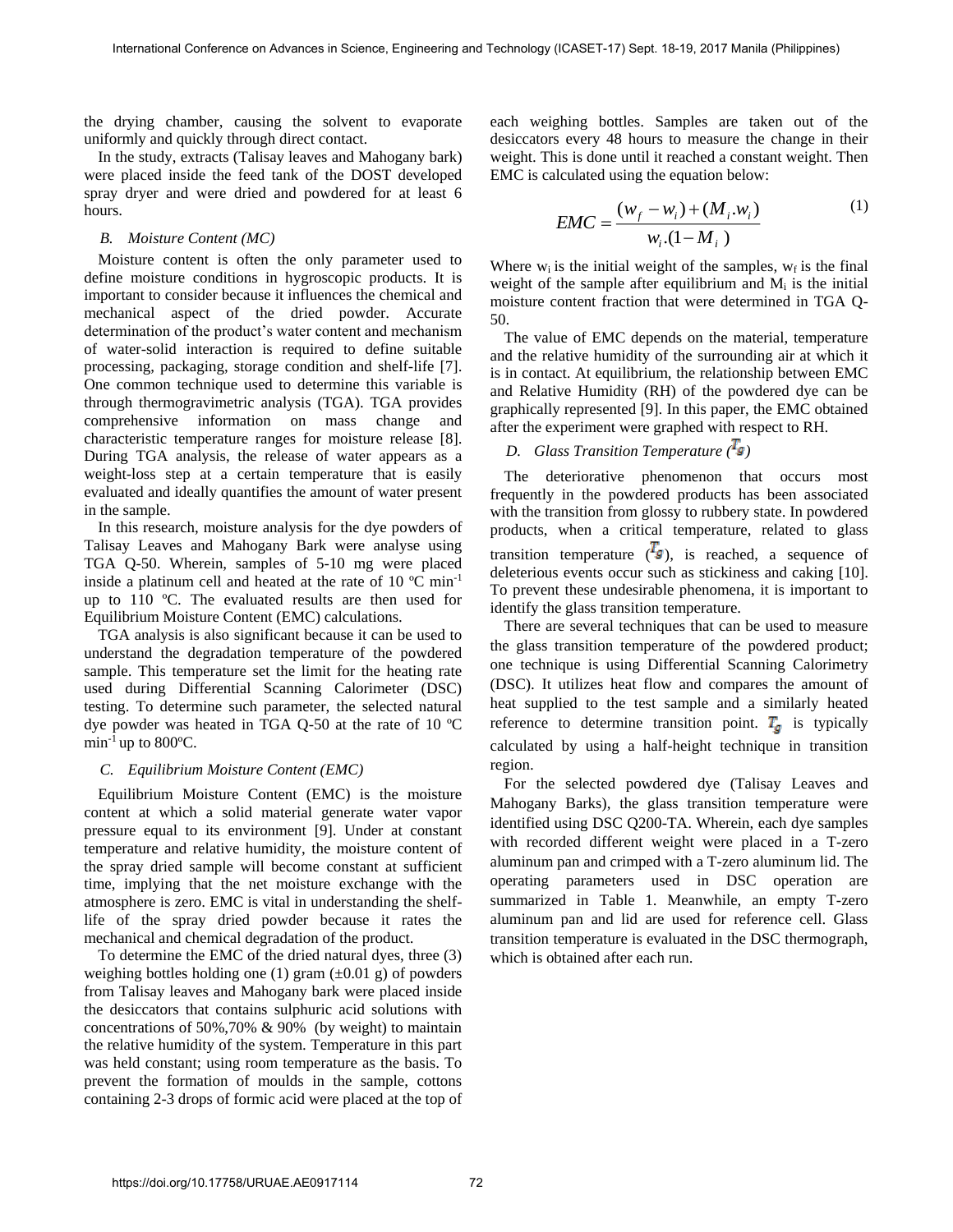the drying chamber, causing the solvent to evaporate uniformly and quickly through direct contact.

In the study, extracts (Talisay leaves and Mahogany bark) were placed inside the feed tank of the DOST developed spray dryer and were dried and powdered for at least 6 hours.

### *B. Moisture Content (MC)*

Moisture content is often the only parameter used to define moisture conditions in hygroscopic products. It is important to consider because it influences the chemical and mechanical aspect of the dried powder. Accurate determination of the product's water content and mechanism of water-solid interaction is required to define suitable processing, packaging, storage condition and shelf-life [7]. One common technique used to determine this variable is through thermogravimetric analysis (TGA). TGA provides comprehensive information on mass change and characteristic temperature ranges for moisture release [8]. During TGA analysis, the release of water appears as a weight-loss step at a certain temperature that is easily evaluated and ideally quantifies the amount of water present in the sample.

In this research, moisture analysis for the dye powders of Talisay Leaves and Mahogany Bark were analyse using TGA Q-50. Wherein, samples of 5-10 mg were placed inside a platinum cell and heated at the rate of 10 ºC $min^{-1}$ up to 110 ºC. The evaluated results are then used for Equilibrium Moisture Content (EMC) calculations.

TGA analysis is also significant because it can be used to understand the degradation temperature of the powdered sample. This temperature set the limit for the heating rate used during Differential Scanning Calorimeter (DSC) testing. To determine such parameter, the selected natural dye powder was heated in TGA Q-50 at the rate of 10 ºC $min^{-1}$ up to 800ºC.

### *C. Equilibrium Moisture Content (EMC)*

Equilibrium Moisture Content (EMC) is the moisture content at which a solid material generate water vapor pressure equal to its environment [9]. Under at constant temperature and relative humidity, the moisture content of the spray dried sample will become constant at sufficient time, implying that the net moisture exchange with the atmosphere is zero. EMC is vital in understanding the shelf-life of the spray dried powder because it rates the mechanical and chemical degradation of the product.

To determine the EMC of the dried natural dyes, three (3) weighing bottles holding one (1) gram (±0.01 g) of powders from Talisay leaves and Mahogany bark were placed inside the desiccators that contains sulphuric acid solutions with concentrations of 50%,70% & 90% (by weight) to maintain the relative humidity of the system. Temperature in this part was held constant; using room temperature as the basis. To prevent the formation of moulds in the sample, cottons containing 2-3 drops of formic acid were placed at the top of each weighing bottles. Samples are taken out of the desiccators every 48 hours to measure the change in their weight. This is done until it reached a constant weight. Then EMC is calculated using the equation below:

$$EMC = \frac{(w_f - w_i) + (M_i . w_i)}{w_i . (1 - M_i)} \tag{1}$$

Where $w_i$ is the initial weight of the samples, $w_f$ is the final weight of the sample after equilibrium and $M_i$ is the initial moisture content fraction that were determined in TGA Q-50.

The value of EMC depends on the material, temperature and the relative humidity of the surrounding air at which it is in contact. At equilibrium, the relationship between EMC and Relative Humidity (RH) of the powdered dye can be graphically represented [9]. In this paper, the EMC obtained after the experiment were graphed with respect to RH.

### *D. Glass Transition Temperature ($T_g$)*

The deteriorative phenomenon that occurs most frequently in the powdered products has been associated with the transition from glossy to rubbery state. In powdered products, when a critical temperature, related to glass transition temperature ($T_g$), is reached, a sequence of deleterious events occur such as stickiness and caking [10]. To prevent these undesirable phenomena, it is important to identify the glass transition temperature.

There are several techniques that can be used to measure the glass transition temperature of the powdered product; one technique is using Differential Scanning Calorimetry (DSC). It utilizes heat flow and compares the amount of heat supplied to the test sample and a similarly heated reference to determine transition point. $T_g$ is typically calculated by using a half-height technique in transition region.

For the selected powdered dye (Talisay Leaves and Mahogany Barks), the glass transition temperature were identified using DSC Q200-TA. Wherein, each dye samples with recorded different weight were placed in a T-zero aluminum pan and crimped with a T-zero aluminum lid. The operating parameters used in DSC operation are summarized in Table 1. Meanwhile, an empty T-zero aluminum pan and lid are used for reference cell. Glass transition temperature is evaluated in the DSC thermograph, which is obtained after each run.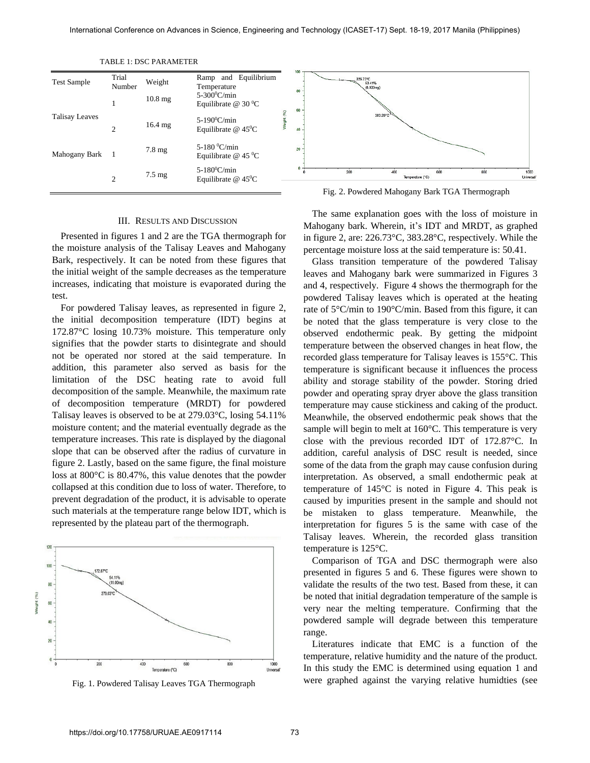TABLE 1: DSC PARAMETER

| Test Sample | Trial Number | Weight | Ramp and Equilibrium Temperature |
|---|---|---|---|
| Talisay Leaves | 1 | 10.8 mg | 5-300°C/min Equilibrate @ 30 °C |
| | 2 | 16.4 mg | 5-190°C/min Equilibrate @ 45°C |
| Mahogany Bark | 1 | 7.8 mg | 5-180 °C/min Equilibrate @ 45 °C |
| | 2 | 7.5 mg | 5-180°C/min Equilibrate @ 45°C |

## III. Results and Discussion

Presented in figures 1 and 2 are the TGA thermograph for the moisture analysis of the Talisay Leaves and Mahogany Bark, respectively. It can be noted from these figures that the initial weight of the sample decreases as the temperature increases, indicating that moisture is evaporated during the test.

For powdered Talisay leaves, as represented in figure 2, the initial decomposition temperature (IDT) begins at 172.87°C losing 10.73% moisture. This temperature only signifies that the powder starts to disintegrate and should not be operated nor stored at the said temperature. In addition, this parameter also served as basis for the limitation of the DSC heating rate to avoid full decomposition of the sample. Meanwhile, the maximum rate of decomposition temperature (MRDT) for powdered Talisay leaves is observed to be at 279.03°C, losing 54.11% moisture content; and the material eventually degrade as the temperature increases. This rate is displayed by the diagonal slope that can be observed after the radius of curvature in figure 2. Lastly, based on the same figure, the final moisture loss at 800°C is 80.47%, this value denotes that the powder collapsed at this condition due to loss of water. Therefore, to prevent degradation of the product, it is advisable to operate such materials at the temperature range below IDT, which is represented by the plateau part of the thermograph.

Fig. 1. Powdered Talisay Leaves TGA Thermograph

Fig. 2. Powdered Mahogany Bark TGA Thermograph

The same explanation goes with the loss of moisture in Mahogany bark. Wherein, it's IDT and MRDT, as graphed in figure 2, are: 226.73°C, 383.28°C, respectively. While the percentage moisture loss at the said temperature is: 50.41.

Glass transition temperature of the powdered Talisay leaves and Mahogany bark were summarized in Figures 3 and 4, respectively. Figure 4 shows the thermograph for the powdered Talisay leaves which is operated at the heating rate of 5°C/min to 190°C/min. Based from this figure, it can be noted that the glass temperature is very close to the observed endothermic peak. By getting the midpoint temperature between the observed changes in heat flow, the recorded glass temperature for Talisay leaves is 155°C. This temperature is significant because it influences the process ability and storage stability of the powder. Storing dried powder and operating spray dryer above the glass transition temperature may cause stickiness and caking of the product. Meanwhile, the observed endothermic peak shows that the sample will begin to melt at 160°C. This temperature is very close with the previous recorded IDT of 172.87°C. In addition, careful analysis of DSC result is needed, since some of the data from the graph may cause confusion during interpretation. As observed, a small endothermic peak at temperature of 145°C is noted in Figure 4. This peak is caused by impurities present in the sample and should not be mistaken to glass temperature. Meanwhile, the interpretation for figures 5 is the same with case of the Talisay leaves. Wherein, the recorded glass transition temperature is 125°C.

Comparison of TGA and DSC thermograph were also presented in figures 5 and 6. These figures were shown to validate the results of the two test. Based from these, it can be noted that initial degradation temperature of the sample is very near the melting temperature. Confirming that the powdered sample will degrade between this temperature range.

Literatures indicate that EMC is a function of the temperature, relative humidity and the nature of the product. In this study the EMC is determined using equation 1 and were graphed against the varying relative humidties (see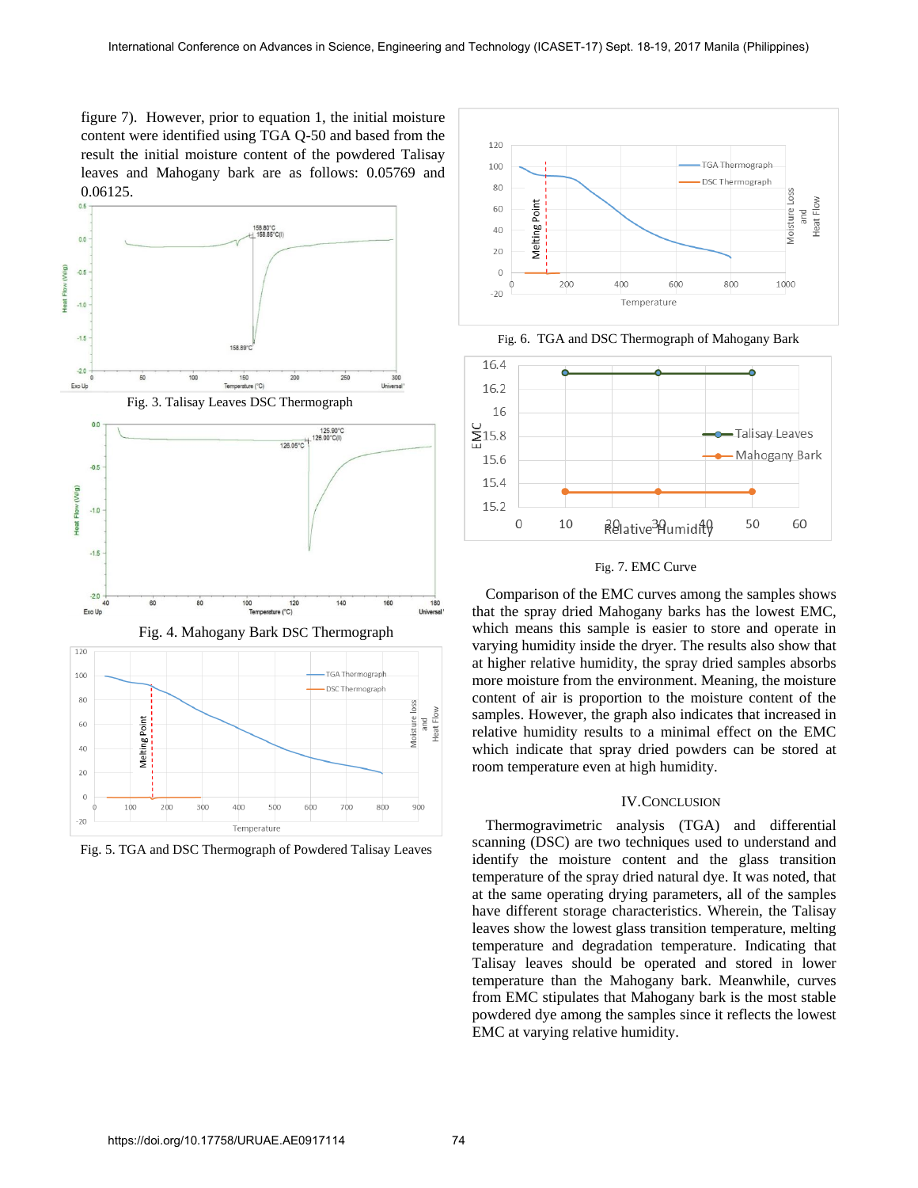figure 7). However, prior to equation 1, the initial moisture content were identified using TGA Q-50 and based from the result the initial moisture content of the powdered Talisay leaves and Mahogany bark are as follows: 0.05769 and 0.06125.

Fig. 3. Talisay Leaves DSC Thermograph

Fig. 4. Mahogany Bark DSC Thermograph

Fig. 5. TGA and DSC Thermograph of Powdered Talisay Leaves

Fig. 6. TGA and DSC Thermograph of Mahogany Bark

Fig. 7. EMC Curve

Comparison of the EMC curves among the samples shows that the spray dried Mahogany barks has the lowest EMC, which means this sample is easier to store and operate in varying humidity inside the dryer. The results also show that at higher relative humidity, the spray dried samples absorbs more moisture from the environment. Meaning, the moisture content of air is proportion to the moisture content of the samples. However, the graph also indicates that increased in relative humidity results to a minimal effect on the EMC which indicate that spray dried powders can be stored at room temperature even at high humidity.

## IV. Conclusion

Thermogravimetric analysis (TGA) and differential scanning (DSC) are two techniques used to understand and identify the moisture content and the glass transition temperature of the spray dried natural dye. It was noted, that at the same operating drying parameters, all of the samples have different storage characteristics. Wherein, the Talisay leaves show the lowest glass transition temperature, melting temperature and degradation temperature. Indicating that Talisay leaves should be operated and stored in lower temperature than the Mahogany bark. Meanwhile, curves from EMC stipulates that Mahogany bark is the most stable powdered dye among the samples since it reflects the lowest EMC at varying relative humidity.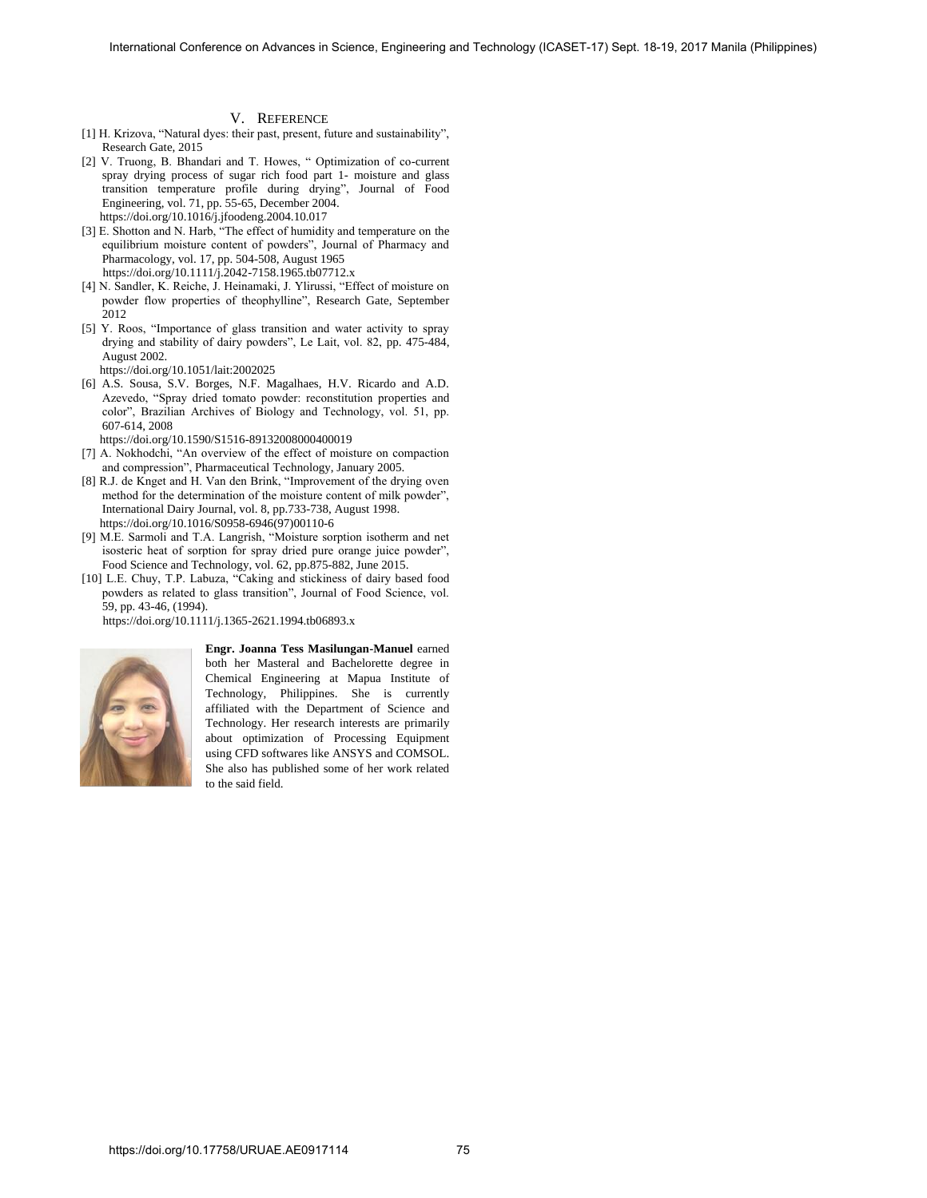## V. REFERENCE

[1] H. Krizova, "Natural dyes: their past, present, future and sustainability", Research Gate, 2015

[2] V. Truong, B. Bhandari and T. Howes, " Optimization of co-current spray drying process of sugar rich food part 1- moisture and glass transition temperature profile during drying", Journal of Food Engineering, vol. 71, pp. 55-65, December 2004. https://doi.org/10.1016/j.jfoodeng.2004.10.017

[3] E. Shotton and N. Harb, "The effect of humidity and temperature on the equilibrium moisture content of powders", Journal of Pharmacy and Pharmacology, vol. 17, pp. 504-508, August 1965 https://doi.org/10.1111/j.2042-7158.1965.tb07712.x

[4] N. Sandler, K. Reiche, J. Heinamaki, J. Ylirussi, "Effect of moisture on powder flow properties of theophylline", Research Gate, September 2012

[5] Y. Roos, "Importance of glass transition and water activity to spray drying and stability of dairy powders", Le Lait, vol. 82, pp. 475-484, August 2002. https://doi.org/10.1051/lait:2002025

[6] A.S. Sousa, S.V. Borges, N.F. Magalhaes, H.V. Ricardo and A.D. Azevedo, "Spray dried tomato powder: reconstitution properties and color", Brazilian Archives of Biology and Technology, vol. 51, pp. 607-614, 2008 https://doi.org/10.1590/S1516-89132008000400019

[7] A. Nokhodchi, "An overview of the effect of moisture on compaction and compression", Pharmaceutical Technology, January 2005.

[8] R.J. de Knget and H. Van den Brink, "Improvement of the drying oven method for the determination of the moisture content of milk powder", International Dairy Journal, vol. 8, pp.733-738, August 1998. https://doi.org/10.1016/S0958-6946(97)00110-6

[9] M.E. Sarmoli and T.A. Langrish, "Moisture sorption isotherm and net isosteric heat of sorption for spray dried pure orange juice powder", Food Science and Technology, vol. 62, pp.875-882, June 2015.

[10] L.E. Chuy, T.P. Labuza, "Caking and stickiness of dairy based food powders as related to glass transition", Journal of Food Science, vol. 59, pp. 43-46, (1994). https://doi.org/10.1111/j.1365-2621.1994.tb06893.x

**Engr. Joanna Tess Masilungan-Manuel** earned both her Masteral and Bachelorette degree in Chemical Engineering at Mapua Institute of Technology, Philippines. She is currently affiliated with the Department of Science and Technology. Her research interests are primarily about optimization of Processing Equipment using CFD softwares like ANSYS and COMSOL. She also has published some of her work related to the said field.